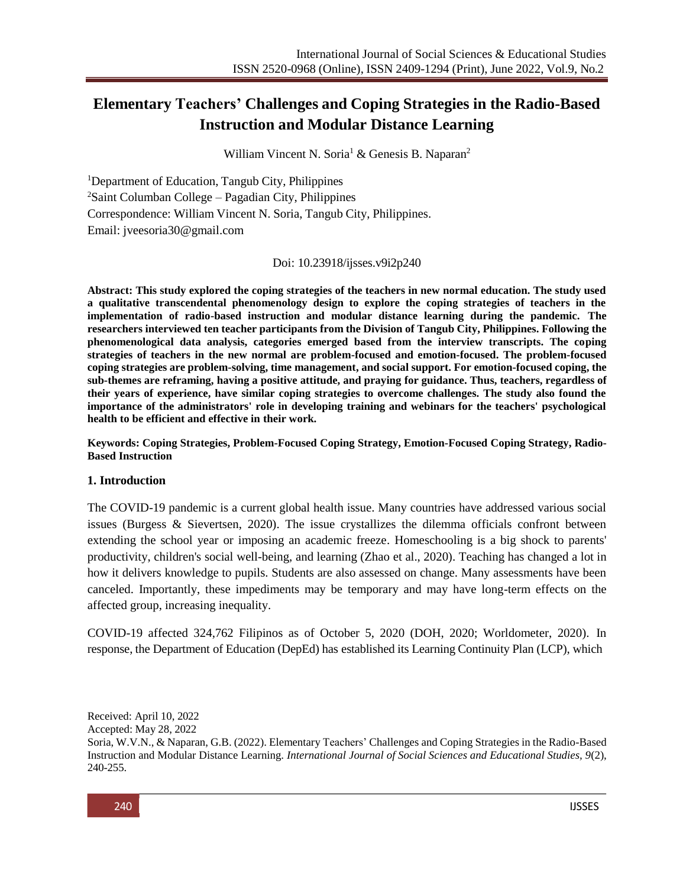# Elementary Teachers' Challenges and Coping Strategies in the Radio-Based Instruction and Modular Distance Learning

William Vincent N. Soria[1] & Genesis B. Naparan[2]

[1]Department of Education, Tangub City, Philippines
[2]Saint Columban College – Pagadian City, Philippines
Correspondence: William Vincent N. Soria, Tangub City, Philippines.
Email: jveesoria30@gmail.com

Doi: 10.23918/ijsses.v9i2p240

**Abstract: This study explored the coping strategies of the teachers in new normal education. The study used a qualitative transcendental phenomenology design to explore the coping strategies of teachers in the implementation of radio-based instruction and modular distance learning during the pandemic. The researchers interviewed ten teacher participants from the Division of Tangub City, Philippines. Following the phenomenological data analysis, categories emerged based from the interview transcripts. The coping strategies of teachers in the new normal are problem-focused and emotion-focused. The problem-focused coping strategies are problem-solving, time management, and social support. For emotion-focused coping, the sub-themes are reframing, having a positive attitude, and praying for guidance. Thus, teachers, regardless of their years of experience, have similar coping strategies to overcome challenges. The study also found the importance of the administrators' role in developing training and webinars for the teachers' psychological health to be efficient and effective in their work.**

**Keywords: Coping Strategies, Problem-Focused Coping Strategy, Emotion-Focused Coping Strategy, Radio-Based Instruction**

## 1. Introduction

The COVID-19 pandemic is a current global health issue. Many countries have addressed various social issues (Burgess & Sievertsen, 2020). The issue crystallizes the dilemma officials confront between extending the school year or imposing an academic freeze. Homeschooling is a big shock to parents' productivity, children's social well-being, and learning (Zhao et al., 2020). Teaching has changed a lot in how it delivers knowledge to pupils. Students are also assessed on change. Many assessments have been canceled. Importantly, these impediments may be temporary and may have long-term effects on the affected group, increasing inequality.

COVID-19 affected 324,762 Filipinos as of October 5, 2020 (DOH, 2020; Worldometer, 2020). In response, the Department of Education (DepEd) has established its Learning Continuity Plan (LCP), which

Received: April 10, 2022
Accepted: May 28, 2022
Soria, W.V.N., & Naparan, G.B. (2022). Elementary Teachers' Challenges and Coping Strategies in the Radio-Based Instruction and Modular Distance Learning. *International Journal of Social Sciences and Educational Studies, 9*(2), 240-255.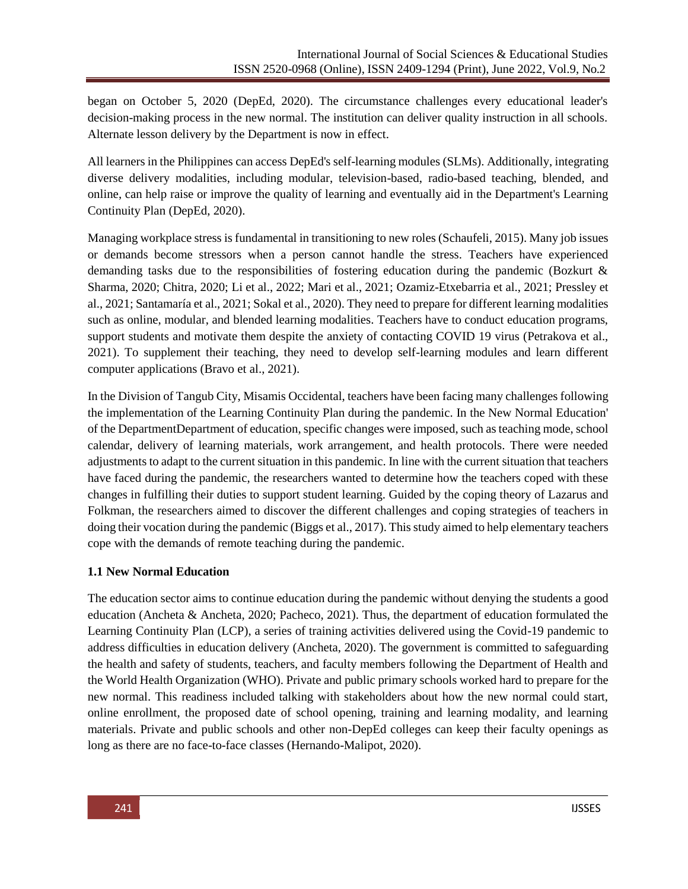began on October 5, 2020 (DepEd, 2020). The circumstance challenges every educational leader's decision-making process in the new normal. The institution can deliver quality instruction in all schools. Alternate lesson delivery by the Department is now in effect.

All learners in the Philippines can access DepEd's self-learning modules (SLMs). Additionally, integrating diverse delivery modalities, including modular, television-based, radio-based teaching, blended, and online, can help raise or improve the quality of learning and eventually aid in the Department's Learning Continuity Plan (DepEd, 2020).

Managing workplace stress is fundamental in transitioning to new roles (Schaufeli, 2015). Many job issues or demands become stressors when a person cannot handle the stress. Teachers have experienced demanding tasks due to the responsibilities of fostering education during the pandemic (Bozkurt & Sharma, 2020; Chitra, 2020; Li et al., 2022; Mari et al., 2021; Ozamiz-Etxebarria et al., 2021; Pressley et al., 2021; Santamaría et al., 2021; Sokal et al., 2020). They need to prepare for different learning modalities such as online, modular, and blended learning modalities. Teachers have to conduct education programs, support students and motivate them despite the anxiety of contacting COVID 19 virus (Petrakova et al., 2021). To supplement their teaching, they need to develop self-learning modules and learn different computer applications (Bravo et al., 2021).

In the Division of Tangub City, Misamis Occidental, teachers have been facing many challenges following the implementation of the Learning Continuity Plan during the pandemic. In the New Normal Education' of the DepartmentDepartment of education, specific changes were imposed, such as teaching mode, school calendar, delivery of learning materials, work arrangement, and health protocols. There were needed adjustments to adapt to the current situation in this pandemic. In line with the current situation that teachers have faced during the pandemic, the researchers wanted to determine how the teachers coped with these changes in fulfilling their duties to support student learning. Guided by the coping theory of Lazarus and Folkman, the researchers aimed to discover the different challenges and coping strategies of teachers in doing their vocation during the pandemic (Biggs et al., 2017). This study aimed to help elementary teachers cope with the demands of remote teaching during the pandemic.

### 1.1 New Normal Education

The education sector aims to continue education during the pandemic without denying the students a good education (Ancheta & Ancheta, 2020; Pacheco, 2021). Thus, the department of education formulated the Learning Continuity Plan (LCP), a series of training activities delivered using the Covid-19 pandemic to address difficulties in education delivery (Ancheta, 2020). The government is committed to safeguarding the health and safety of students, teachers, and faculty members following the Department of Health and the World Health Organization (WHO). Private and public primary schools worked hard to prepare for the new normal. This readiness included talking with stakeholders about how the new normal could start, online enrollment, the proposed date of school opening, training and learning modality, and learning materials. Private and public schools and other non-DepEd colleges can keep their faculty openings as long as there are no face-to-face classes (Hernando-Malipot, 2020).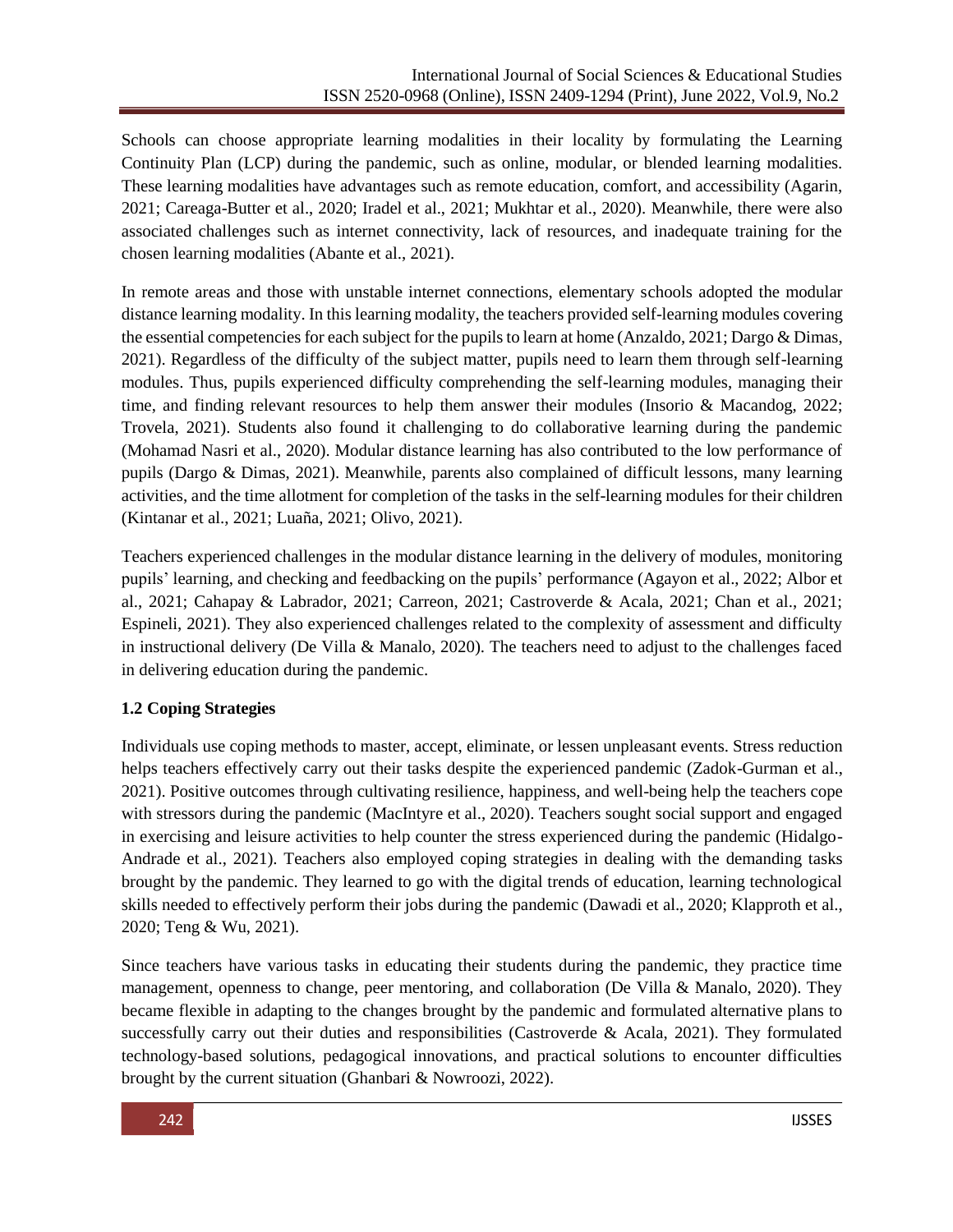Schools can choose appropriate learning modalities in their locality by formulating the Learning Continuity Plan (LCP) during the pandemic, such as online, modular, or blended learning modalities. These learning modalities have advantages such as remote education, comfort, and accessibility (Agarin, 2021; Careaga-Butter et al., 2020; Iradel et al., 2021; Mukhtar et al., 2020). Meanwhile, there were also associated challenges such as internet connectivity, lack of resources, and inadequate training for the chosen learning modalities (Abante et al., 2021).

In remote areas and those with unstable internet connections, elementary schools adopted the modular distance learning modality. In this learning modality, the teachers provided self-learning modules covering the essential competencies for each subject for the pupils to learn at home (Anzaldo, 2021; Dargo & Dimas, 2021). Regardless of the difficulty of the subject matter, pupils need to learn them through self-learning modules. Thus, pupils experienced difficulty comprehending the self-learning modules, managing their time, and finding relevant resources to help them answer their modules (Insorio & Macandog, 2022; Trovela, 2021). Students also found it challenging to do collaborative learning during the pandemic (Mohamad Nasri et al., 2020). Modular distance learning has also contributed to the low performance of pupils (Dargo & Dimas, 2021). Meanwhile, parents also complained of difficult lessons, many learning activities, and the time allotment for completion of the tasks in the self-learning modules for their children (Kintanar et al., 2021; Luaña, 2021; Olivo, 2021).

Teachers experienced challenges in the modular distance learning in the delivery of modules, monitoring pupils' learning, and checking and feedbacking on the pupils' performance (Agayon et al., 2022; Albor et al., 2021; Cahapay & Labrador, 2021; Carreon, 2021; Castroverde & Acala, 2021; Chan et al., 2021; Espineli, 2021). They also experienced challenges related to the complexity of assessment and difficulty in instructional delivery (De Villa & Manalo, 2020). The teachers need to adjust to the challenges faced in delivering education during the pandemic.

### 1.2 Coping Strategies

Individuals use coping methods to master, accept, eliminate, or lessen unpleasant events. Stress reduction helps teachers effectively carry out their tasks despite the experienced pandemic (Zadok-Gurman et al., 2021). Positive outcomes through cultivating resilience, happiness, and well-being help the teachers cope with stressors during the pandemic (MacIntyre et al., 2020). Teachers sought social support and engaged in exercising and leisure activities to help counter the stress experienced during the pandemic (Hidalgo-Andrade et al., 2021). Teachers also employed coping strategies in dealing with the demanding tasks brought by the pandemic. They learned to go with the digital trends of education, learning technological skills needed to effectively perform their jobs during the pandemic (Dawadi et al., 2020; Klapproth et al., 2020; Teng & Wu, 2021).

Since teachers have various tasks in educating their students during the pandemic, they practice time management, openness to change, peer mentoring, and collaboration (De Villa & Manalo, 2020). They became flexible in adapting to the changes brought by the pandemic and formulated alternative plans to successfully carry out their duties and responsibilities (Castroverde & Acala, 2021). They formulated technology-based solutions, pedagogical innovations, and practical solutions to encounter difficulties brought by the current situation (Ghanbari & Nowroozi, 2022).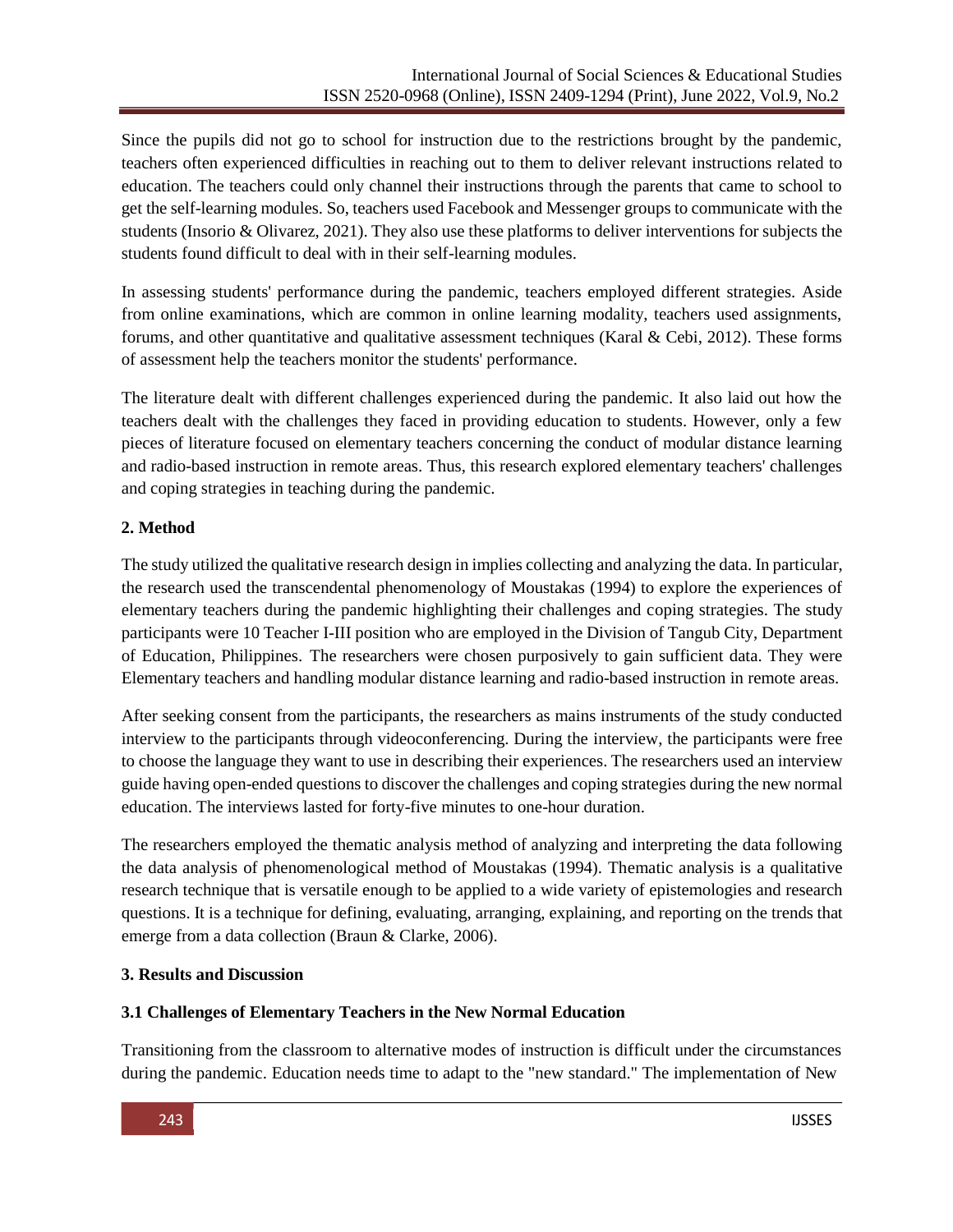Since the pupils did not go to school for instruction due to the restrictions brought by the pandemic, teachers often experienced difficulties in reaching out to them to deliver relevant instructions related to education. The teachers could only channel their instructions through the parents that came to school to get the self-learning modules. So, teachers used Facebook and Messenger groups to communicate with the students (Insorio & Olivarez, 2021). They also use these platforms to deliver interventions for subjects the students found difficult to deal with in their self-learning modules.

In assessing students' performance during the pandemic, teachers employed different strategies. Aside from online examinations, which are common in online learning modality, teachers used assignments, forums, and other quantitative and qualitative assessment techniques (Karal & Cebi, 2012). These forms of assessment help the teachers monitor the students' performance.

The literature dealt with different challenges experienced during the pandemic. It also laid out how the teachers dealt with the challenges they faced in providing education to students. However, only a few pieces of literature focused on elementary teachers concerning the conduct of modular distance learning and radio-based instruction in remote areas. Thus, this research explored elementary teachers' challenges and coping strategies in teaching during the pandemic.

## 2. Method

The study utilized the qualitative research design in implies collecting and analyzing the data. In particular, the research used the transcendental phenomenology of Moustakas (1994) to explore the experiences of elementary teachers during the pandemic highlighting their challenges and coping strategies. The study participants were 10 Teacher I-III position who are employed in the Division of Tangub City, Department of Education, Philippines. The researchers were chosen purposively to gain sufficient data. They were Elementary teachers and handling modular distance learning and radio-based instruction in remote areas.

After seeking consent from the participants, the researchers as mains instruments of the study conducted interview to the participants through videoconferencing. During the interview, the participants were free to choose the language they want to use in describing their experiences. The researchers used an interview guide having open-ended questions to discover the challenges and coping strategies during the new normal education. The interviews lasted for forty-five minutes to one-hour duration.

The researchers employed the thematic analysis method of analyzing and interpreting the data following the data analysis of phenomenological method of Moustakas (1994). Thematic analysis is a qualitative research technique that is versatile enough to be applied to a wide variety of epistemologies and research questions. It is a technique for defining, evaluating, arranging, explaining, and reporting on the trends that emerge from a data collection (Braun & Clarke, 2006).

## 3. Results and Discussion

### 3.1 Challenges of Elementary Teachers in the New Normal Education

Transitioning from the classroom to alternative modes of instruction is difficult under the circumstances during the pandemic. Education needs time to adapt to the "new standard." The implementation of New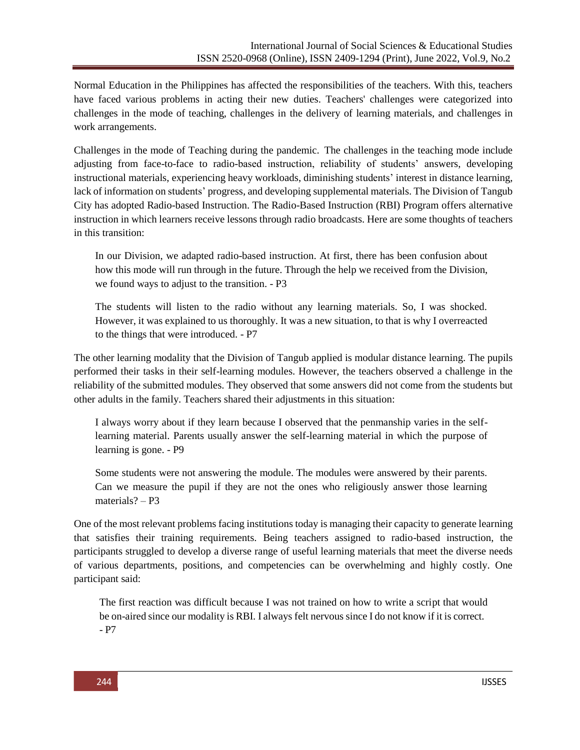Normal Education in the Philippines has affected the responsibilities of the teachers. With this, teachers have faced various problems in acting their new duties. Teachers' challenges were categorized into challenges in the mode of teaching, challenges in the delivery of learning materials, and challenges in work arrangements.

Challenges in the mode of Teaching during the pandemic. The challenges in the teaching mode include adjusting from face-to-face to radio-based instruction, reliability of students' answers, developing instructional materials, experiencing heavy workloads, diminishing students' interest in distance learning, lack of information on students' progress, and developing supplemental materials. The Division of Tangub City has adopted Radio-based Instruction. The Radio-Based Instruction (RBI) Program offers alternative instruction in which learners receive lessons through radio broadcasts. Here are some thoughts of teachers in this transition:

> In our Division, we adapted radio-based instruction. At first, there has been confusion about how this mode will run through in the future. Through the help we received from the Division, we found ways to adjust to the transition. - P3

> The students will listen to the radio without any learning materials. So, I was shocked. However, it was explained to us thoroughly. It was a new situation, to that is why I overreacted to the things that were introduced. - P7

The other learning modality that the Division of Tangub applied is modular distance learning. The pupils performed their tasks in their self-learning modules. However, the teachers observed a challenge in the reliability of the submitted modules. They observed that some answers did not come from the students but other adults in the family. Teachers shared their adjustments in this situation:

> I always worry about if they learn because I observed that the penmanship varies in the self-learning material. Parents usually answer the self-learning material in which the purpose of learning is gone. - P9

> Some students were not answering the module. The modules were answered by their parents. Can we measure the pupil if they are not the ones who religiously answer those learning materials? – P3

One of the most relevant problems facing institutions today is managing their capacity to generate learning that satisfies their training requirements. Being teachers assigned to radio-based instruction, the participants struggled to develop a diverse range of useful learning materials that meet the diverse needs of various departments, positions, and competencies can be overwhelming and highly costly. One participant said:

> The first reaction was difficult because I was not trained on how to write a script that would be on-aired since our modality is RBI. I always felt nervous since I do not know if it is correct. - P7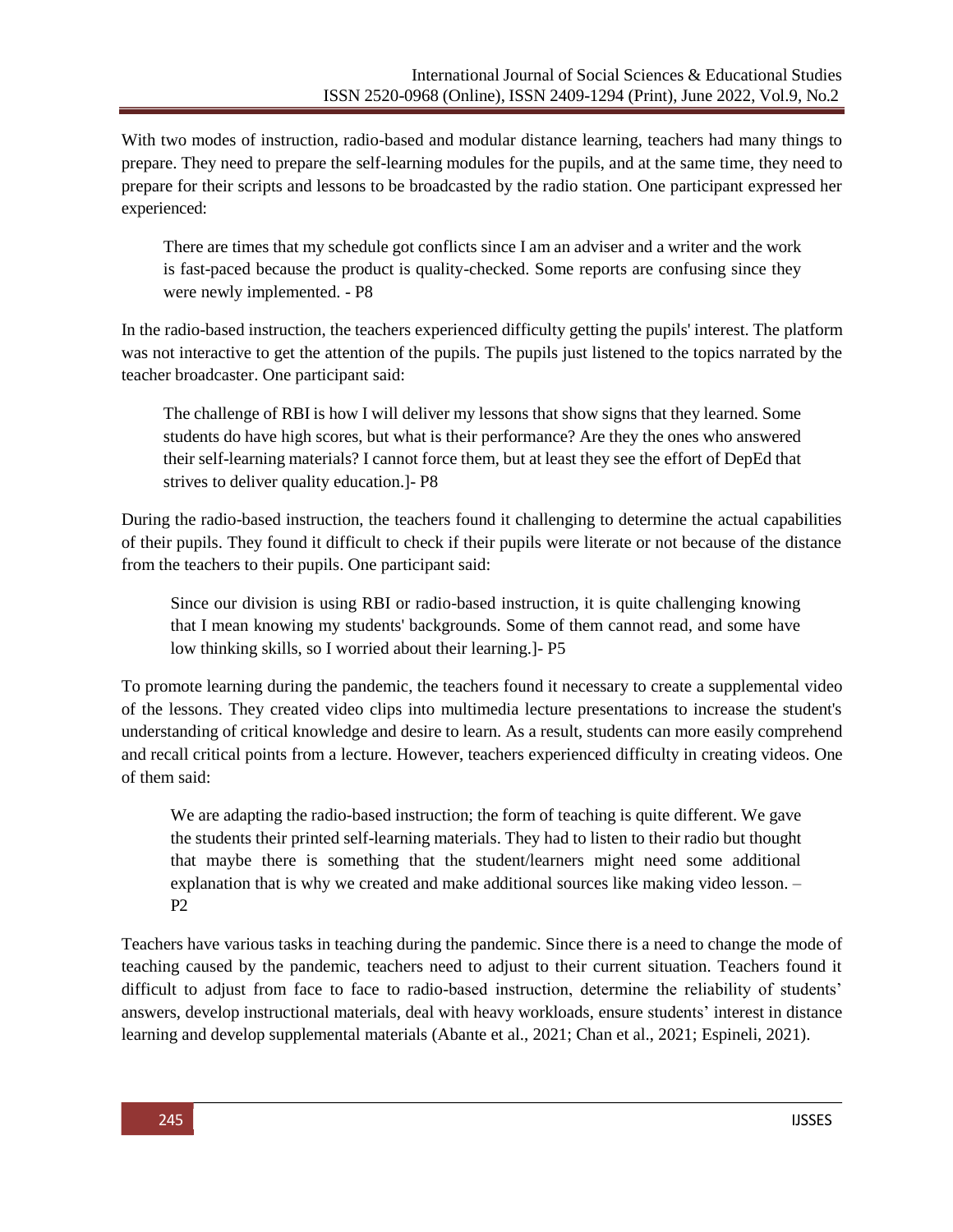With two modes of instruction, radio-based and modular distance learning, teachers had many things to prepare. They need to prepare the self-learning modules for the pupils, and at the same time, they need to prepare for their scripts and lessons to be broadcasted by the radio station. One participant expressed her experienced:

> There are times that my schedule got conflicts since I am an adviser and a writer and the work is fast-paced because the product is quality-checked. Some reports are confusing since they were newly implemented. - P8

In the radio-based instruction, the teachers experienced difficulty getting the pupils' interest. The platform was not interactive to get the attention of the pupils. The pupils just listened to the topics narrated by the teacher broadcaster. One participant said:

> The challenge of RBI is how I will deliver my lessons that show signs that they learned. Some students do have high scores, but what is their performance? Are they the ones who answered their self-learning materials? I cannot force them, but at least they see the effort of DepEd that strives to deliver quality education.]- P8

During the radio-based instruction, the teachers found it challenging to determine the actual capabilities of their pupils. They found it difficult to check if their pupils were literate or not because of the distance from the teachers to their pupils. One participant said:

> Since our division is using RBI or radio-based instruction, it is quite challenging knowing that I mean knowing my students' backgrounds. Some of them cannot read, and some have low thinking skills, so I worried about their learning.]- P5

To promote learning during the pandemic, the teachers found it necessary to create a supplemental video of the lessons. They created video clips into multimedia lecture presentations to increase the student's understanding of critical knowledge and desire to learn. As a result, students can more easily comprehend and recall critical points from a lecture. However, teachers experienced difficulty in creating videos. One of them said:

> We are adapting the radio-based instruction; the form of teaching is quite different. We gave the students their printed self-learning materials. They had to listen to their radio but thought that maybe there is something that the student/learners might need some additional explanation that is why we created and make additional sources like making video lesson. – P2

Teachers have various tasks in teaching during the pandemic. Since there is a need to change the mode of teaching caused by the pandemic, teachers need to adjust to their current situation. Teachers found it difficult to adjust from face to face to radio-based instruction, determine the reliability of students' answers, develop instructional materials, deal with heavy workloads, ensure students' interest in distance learning and develop supplemental materials (Abante et al., 2021; Chan et al., 2021; Espineli, 2021).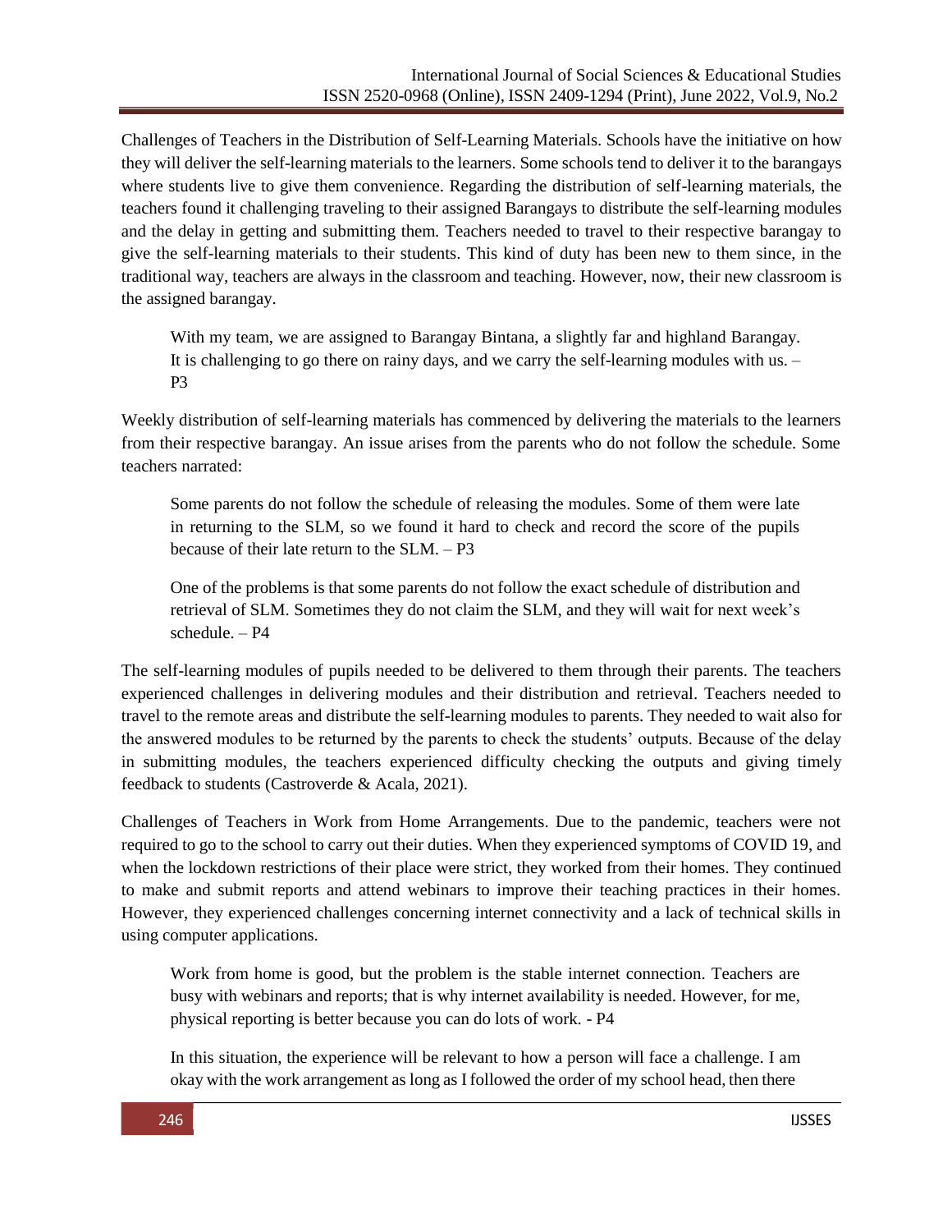Challenges of Teachers in the Distribution of Self-Learning Materials. Schools have the initiative on how they will deliver the self-learning materials to the learners. Some schools tend to deliver it to the barangays where students live to give them convenience. Regarding the distribution of self-learning materials, the teachers found it challenging traveling to their assigned Barangays to distribute the self-learning modules and the delay in getting and submitting them. Teachers needed to travel to their respective barangay to give the self-learning materials to their students. This kind of duty has been new to them since, in the traditional way, teachers are always in the classroom and teaching. However, now, their new classroom is the assigned barangay.

> With my team, we are assigned to Barangay Bintana, a slightly far and highland Barangay. It is challenging to go there on rainy days, and we carry the self-learning modules with us. – P3

Weekly distribution of self-learning materials has commenced by delivering the materials to the learners from their respective barangay. An issue arises from the parents who do not follow the schedule. Some teachers narrated:

> Some parents do not follow the schedule of releasing the modules. Some of them were late in returning to the SLM, so we found it hard to check and record the score of the pupils because of their late return to the SLM. – P3

> One of the problems is that some parents do not follow the exact schedule of distribution and retrieval of SLM. Sometimes they do not claim the SLM, and they will wait for next week's schedule. – P4

The self-learning modules of pupils needed to be delivered to them through their parents. The teachers experienced challenges in delivering modules and their distribution and retrieval. Teachers needed to travel to the remote areas and distribute the self-learning modules to parents. They needed to wait also for the answered modules to be returned by the parents to check the students' outputs. Because of the delay in submitting modules, the teachers experienced difficulty checking the outputs and giving timely feedback to students (Castroverde & Acala, 2021).

Challenges of Teachers in Work from Home Arrangements. Due to the pandemic, teachers were not required to go to the school to carry out their duties. When they experienced symptoms of COVID 19, and when the lockdown restrictions of their place were strict, they worked from their homes. They continued to make and submit reports and attend webinars to improve their teaching practices in their homes. However, they experienced challenges concerning internet connectivity and a lack of technical skills in using computer applications.

> Work from home is good, but the problem is the stable internet connection. Teachers are busy with webinars and reports; that is why internet availability is needed. However, for me, physical reporting is better because you can do lots of work. - P4

> In this situation, the experience will be relevant to how a person will face a challenge. I am okay with the work arrangement as long as I followed the order of my school head, then there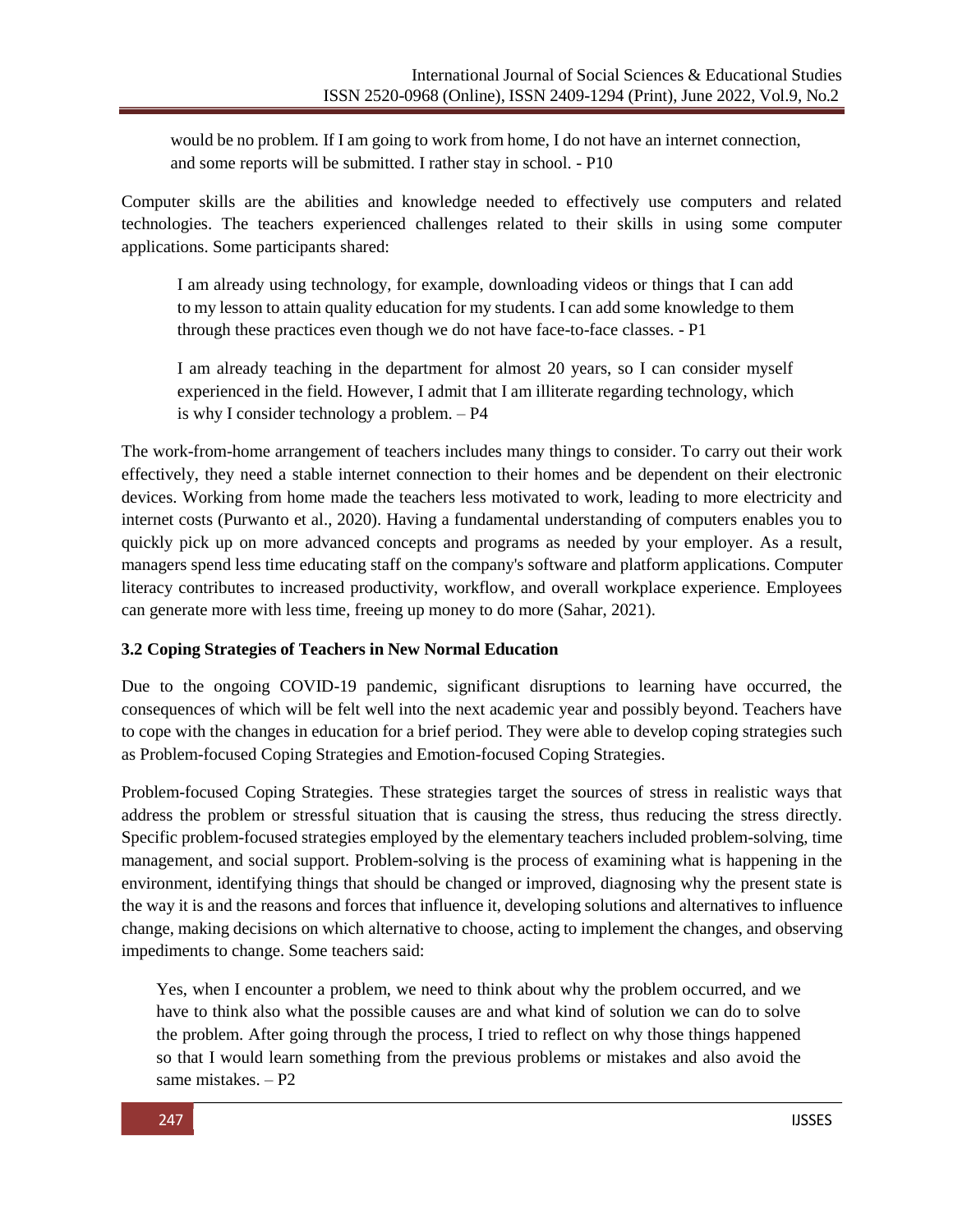> would be no problem. If I am going to work from home, I do not have an internet connection, and some reports will be submitted. I rather stay in school. - P10

Computer skills are the abilities and knowledge needed to effectively use computers and related technologies. The teachers experienced challenges related to their skills in using some computer applications. Some participants shared:

> I am already using technology, for example, downloading videos or things that I can add to my lesson to attain quality education for my students. I can add some knowledge to them through these practices even though we do not have face-to-face classes. - P1

> I am already teaching in the department for almost 20 years, so I can consider myself experienced in the field. However, I admit that I am illiterate regarding technology, which is why I consider technology a problem. – P4

The work-from-home arrangement of teachers includes many things to consider. To carry out their work effectively, they need a stable internet connection to their homes and be dependent on their electronic devices. Working from home made the teachers less motivated to work, leading to more electricity and internet costs (Purwanto et al., 2020). Having a fundamental understanding of computers enables you to quickly pick up on more advanced concepts and programs as needed by your employer. As a result, managers spend less time educating staff on the company's software and platform applications. Computer literacy contributes to increased productivity, workflow, and overall workplace experience. Employees can generate more with less time, freeing up money to do more (Sahar, 2021).

### 3.2 Coping Strategies of Teachers in New Normal Education

Due to the ongoing COVID-19 pandemic, significant disruptions to learning have occurred, the consequences of which will be felt well into the next academic year and possibly beyond. Teachers have to cope with the changes in education for a brief period. They were able to develop coping strategies such as Problem-focused Coping Strategies and Emotion-focused Coping Strategies.

Problem-focused Coping Strategies. These strategies target the sources of stress in realistic ways that address the problem or stressful situation that is causing the stress, thus reducing the stress directly. Specific problem-focused strategies employed by the elementary teachers included problem-solving, time management, and social support. Problem-solving is the process of examining what is happening in the environment, identifying things that should be changed or improved, diagnosing why the present state is the way it is and the reasons and forces that influence it, developing solutions and alternatives to influence change, making decisions on which alternative to choose, acting to implement the changes, and observing impediments to change. Some teachers said:

> Yes, when I encounter a problem, we need to think about why the problem occurred, and we have to think also what the possible causes are and what kind of solution we can do to solve the problem. After going through the process, I tried to reflect on why those things happened so that I would learn something from the previous problems or mistakes and also avoid the same mistakes. – P2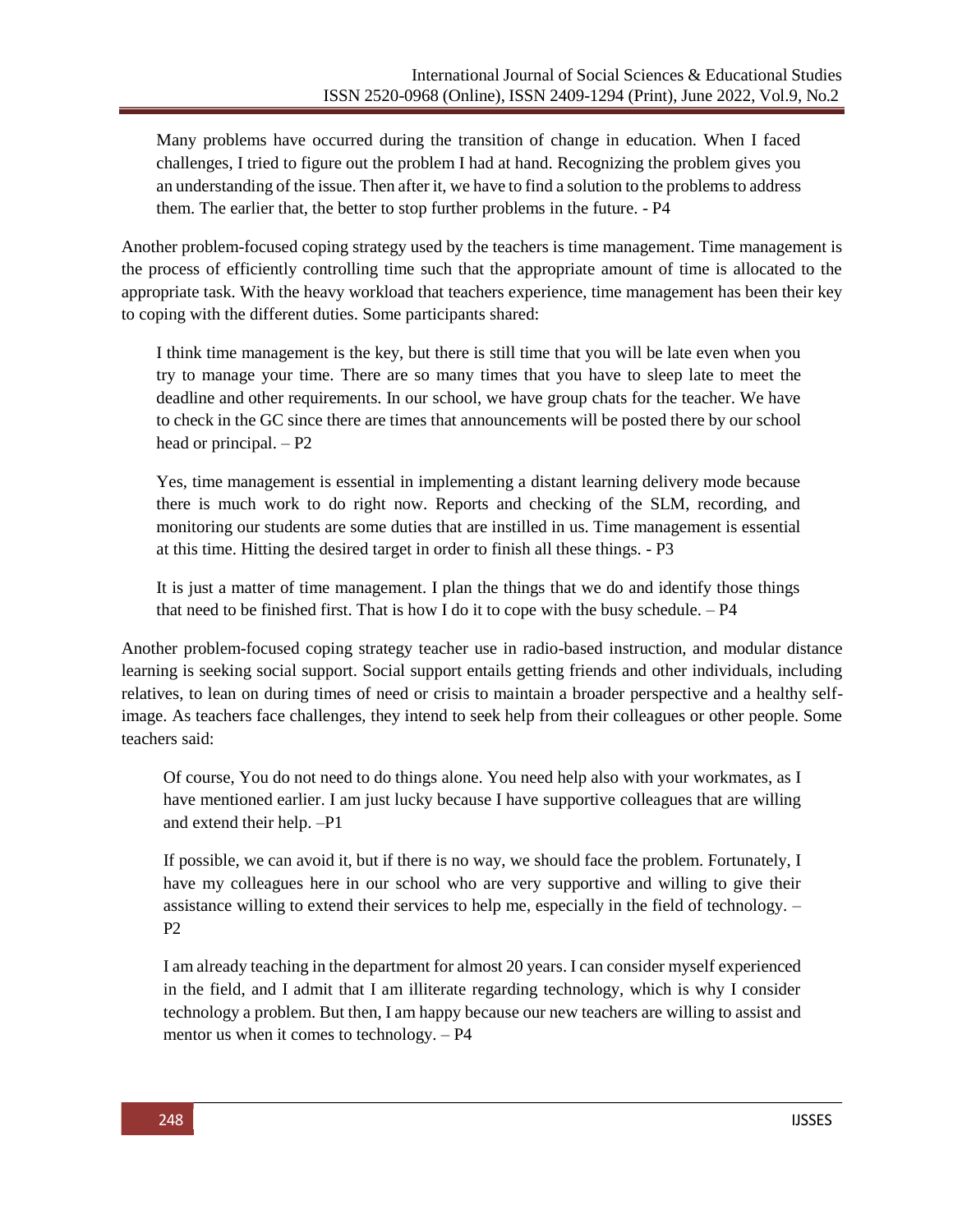> Many problems have occurred during the transition of change in education. When I faced challenges, I tried to figure out the problem I had at hand. Recognizing the problem gives you an understanding of the issue. Then after it, we have to find a solution to the problems to address them. The earlier that, the better to stop further problems in the future. - P4

Another problem-focused coping strategy used by the teachers is time management. Time management is the process of efficiently controlling time such that the appropriate amount of time is allocated to the appropriate task. With the heavy workload that teachers experience, time management has been their key to coping with the different duties. Some participants shared:

> I think time management is the key, but there is still time that you will be late even when you try to manage your time. There are so many times that you have to sleep late to meet the deadline and other requirements. In our school, we have group chats for the teacher. We have to check in the GC since there are times that announcements will be posted there by our school head or principal. – P2

> Yes, time management is essential in implementing a distant learning delivery mode because there is much work to do right now. Reports and checking of the SLM, recording, and monitoring our students are some duties that are instilled in us. Time management is essential at this time. Hitting the desired target in order to finish all these things. - P3

> It is just a matter of time management. I plan the things that we do and identify those things that need to be finished first. That is how I do it to cope with the busy schedule. – P4

Another problem-focused coping strategy teacher use in radio-based instruction, and modular distance learning is seeking social support. Social support entails getting friends and other individuals, including relatives, to lean on during times of need or crisis to maintain a broader perspective and a healthy self-image. As teachers face challenges, they intend to seek help from their colleagues or other people. Some teachers said:

> Of course, You do not need to do things alone. You need help also with your workmates, as I have mentioned earlier. I am just lucky because I have supportive colleagues that are willing and extend their help. –P1

> If possible, we can avoid it, but if there is no way, we should face the problem. Fortunately, I have my colleagues here in our school who are very supportive and willing to give their assistance willing to extend their services to help me, especially in the field of technology. – P2

> I am already teaching in the department for almost 20 years. I can consider myself experienced in the field, and I admit that I am illiterate regarding technology, which is why I consider technology a problem. But then, I am happy because our new teachers are willing to assist and mentor us when it comes to technology. – P4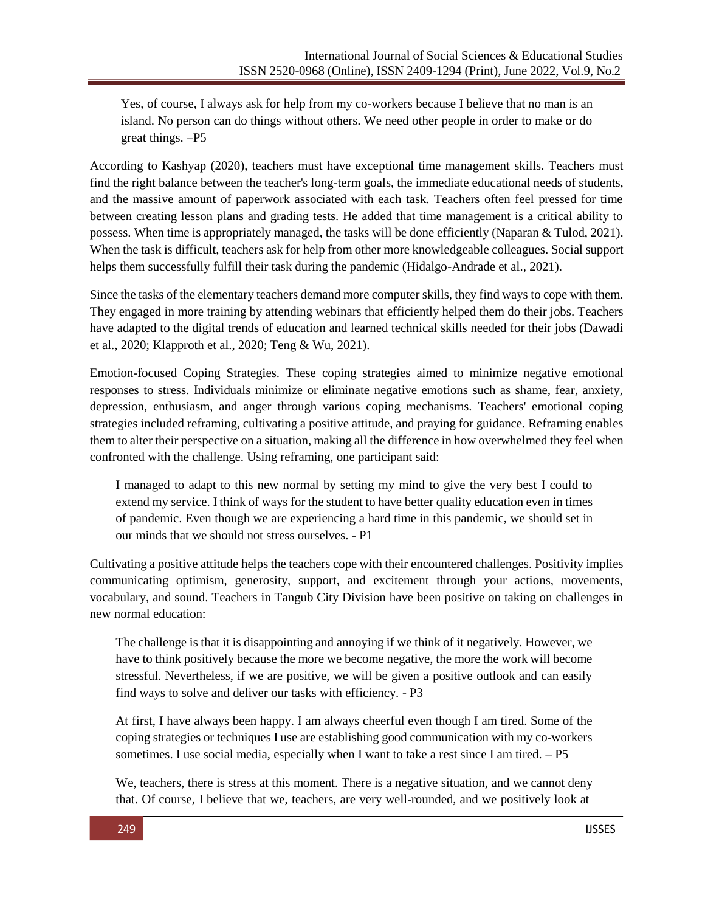> Yes, of course, I always ask for help from my co-workers because I believe that no man is an island. No person can do things without others. We need other people in order to make or do great things. –P5

According to Kashyap (2020), teachers must have exceptional time management skills. Teachers must find the right balance between the teacher's long-term goals, the immediate educational needs of students, and the massive amount of paperwork associated with each task. Teachers often feel pressed for time between creating lesson plans and grading tests. He added that time management is a critical ability to possess. When time is appropriately managed, the tasks will be done efficiently (Naparan & Tulod, 2021). When the task is difficult, teachers ask for help from other more knowledgeable colleagues. Social support helps them successfully fulfill their task during the pandemic (Hidalgo-Andrade et al., 2021).

Since the tasks of the elementary teachers demand more computer skills, they find ways to cope with them. They engaged in more training by attending webinars that efficiently helped them do their jobs. Teachers have adapted to the digital trends of education and learned technical skills needed for their jobs (Dawadi et al., 2020; Klapproth et al., 2020; Teng & Wu, 2021).

Emotion-focused Coping Strategies. These coping strategies aimed to minimize negative emotional responses to stress. Individuals minimize or eliminate negative emotions such as shame, fear, anxiety, depression, enthusiasm, and anger through various coping mechanisms. Teachers' emotional coping strategies included reframing, cultivating a positive attitude, and praying for guidance. Reframing enables them to alter their perspective on a situation, making all the difference in how overwhelmed they feel when confronted with the challenge. Using reframing, one participant said:

> I managed to adapt to this new normal by setting my mind to give the very best I could to extend my service. I think of ways for the student to have better quality education even in times of pandemic. Even though we are experiencing a hard time in this pandemic, we should set in our minds that we should not stress ourselves. - P1

Cultivating a positive attitude helps the teachers cope with their encountered challenges. Positivity implies communicating optimism, generosity, support, and excitement through your actions, movements, vocabulary, and sound. Teachers in Tangub City Division have been positive on taking on challenges in new normal education:

> The challenge is that it is disappointing and annoying if we think of it negatively. However, we have to think positively because the more we become negative, the more the work will become stressful. Nevertheless, if we are positive, we will be given a positive outlook and can easily find ways to solve and deliver our tasks with efficiency. - P3

> At first, I have always been happy. I am always cheerful even though I am tired. Some of the coping strategies or techniques I use are establishing good communication with my co-workers sometimes. I use social media, especially when I want to take a rest since I am tired. – P5

> We, teachers, there is stress at this moment. There is a negative situation, and we cannot deny that. Of course, I believe that we, teachers, are very well-rounded, and we positively look at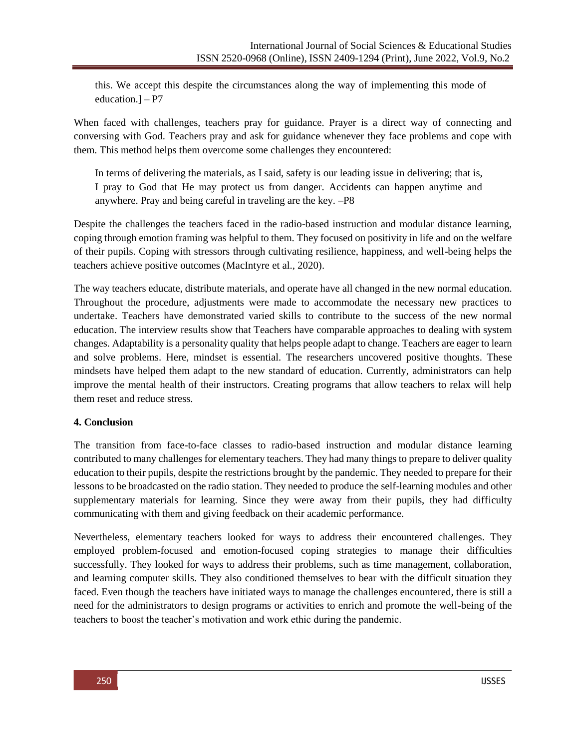> this. We accept this despite the circumstances along the way of implementing this mode of education.] – P7

When faced with challenges, teachers pray for guidance. Prayer is a direct way of connecting and conversing with God. Teachers pray and ask for guidance whenever they face problems and cope with them. This method helps them overcome some challenges they encountered:

> In terms of delivering the materials, as I said, safety is our leading issue in delivering; that is, I pray to God that He may protect us from danger. Accidents can happen anytime and anywhere. Pray and being careful in traveling are the key. –P8

Despite the challenges the teachers faced in the radio-based instruction and modular distance learning, coping through emotion framing was helpful to them. They focused on positivity in life and on the welfare of their pupils. Coping with stressors through cultivating resilience, happiness, and well-being helps the teachers achieve positive outcomes (MacIntyre et al., 2020).

The way teachers educate, distribute materials, and operate have all changed in the new normal education. Throughout the procedure, adjustments were made to accommodate the necessary new practices to undertake. Teachers have demonstrated varied skills to contribute to the success of the new normal education. The interview results show that Teachers have comparable approaches to dealing with system changes. Adaptability is a personality quality that helps people adapt to change. Teachers are eager to learn and solve problems. Here, mindset is essential. The researchers uncovered positive thoughts. These mindsets have helped them adapt to the new standard of education. Currently, administrators can help improve the mental health of their instructors. Creating programs that allow teachers to relax will help them reset and reduce stress.

## 4. Conclusion

The transition from face-to-face classes to radio-based instruction and modular distance learning contributed to many challenges for elementary teachers. They had many things to prepare to deliver quality education to their pupils, despite the restrictions brought by the pandemic. They needed to prepare for their lessons to be broadcasted on the radio station. They needed to produce the self-learning modules and other supplementary materials for learning. Since they were away from their pupils, they had difficulty communicating with them and giving feedback on their academic performance.

Nevertheless, elementary teachers looked for ways to address their encountered challenges. They employed problem-focused and emotion-focused coping strategies to manage their difficulties successfully. They looked for ways to address their problems, such as time management, collaboration, and learning computer skills. They also conditioned themselves to bear with the difficult situation they faced. Even though the teachers have initiated ways to manage the challenges encountered, there is still a need for the administrators to design programs or activities to enrich and promote the well-being of the teachers to boost the teacher's motivation and work ethic during the pandemic.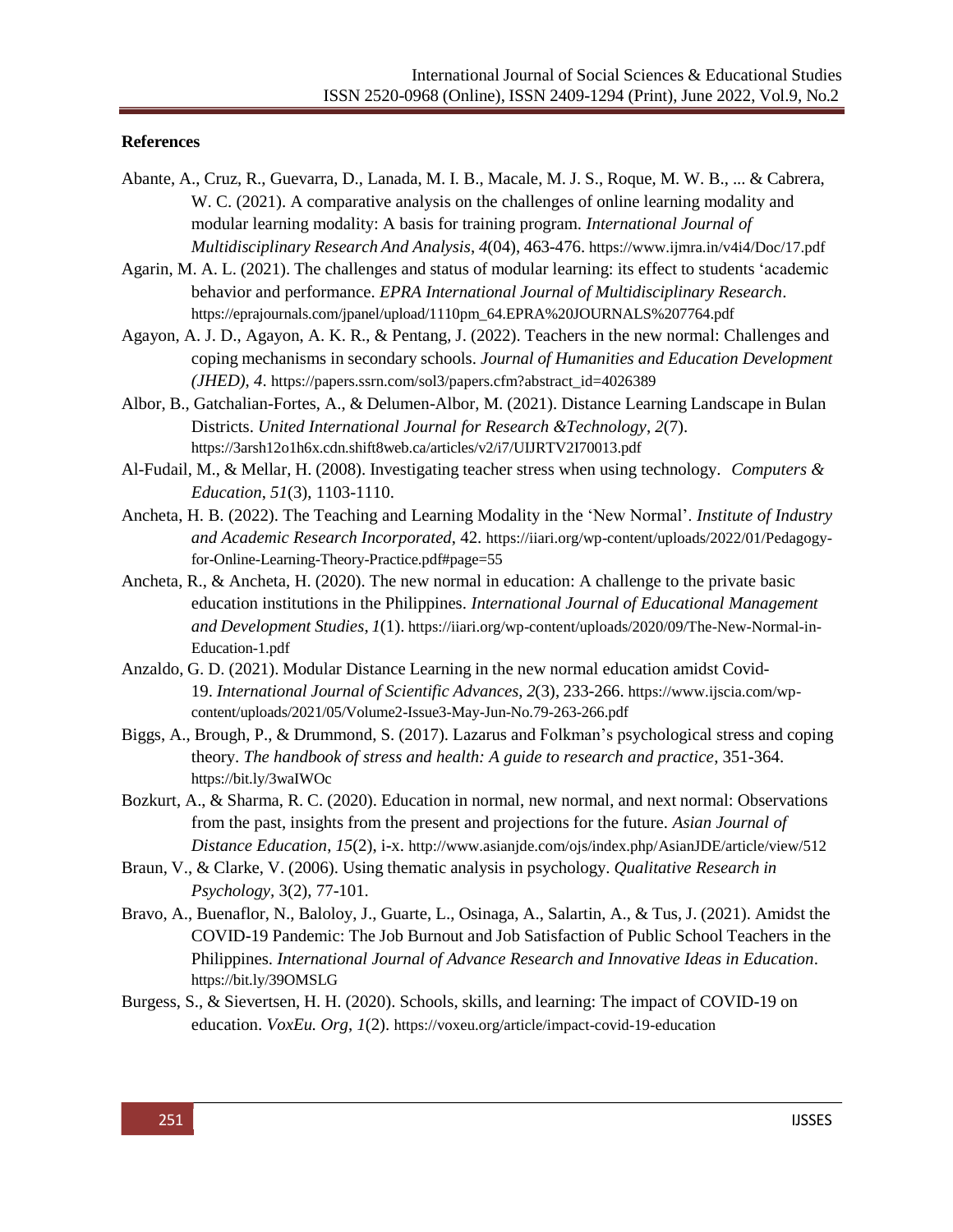### References

Abante, A., Cruz, R., Guevarra, D., Lanada, M. I. B., Macale, M. J. S., Roque, M. W. B., ... & Cabrera, W. C. (2021). A comparative analysis on the challenges of online learning modality and modular learning modality: A basis for training program. *International Journal of Multidisciplinary Research And Analysis*, *4*(04), 463-476. https://www.ijmra.in/v4i4/Doc/17.pdf

Agarin, M. A. L. (2021). The challenges and status of modular learning: its effect to students 'academic behavior and performance. *EPRA International Journal of Multidisciplinary Research*. https://eprajournals.com/jpanel/upload/1110pm_64.EPRA%20JOURNALS%207764.pdf

Agayon, A. J. D., Agayon, A. K. R., & Pentang, J. (2022). Teachers in the new normal: Challenges and coping mechanisms in secondary schools. *Journal of Humanities and Education Development (JHED)*, *4*. https://papers.ssrn.com/sol3/papers.cfm?abstract_id=4026389

Albor, B., Gatchalian-Fortes, A., & Delumen-Albor, M. (2021). Distance Learning Landscape in Bulan Districts. *United International Journal for Research &Technology*, *2*(7). https://3arsh12o1h6x.cdn.shift8web.ca/articles/v2/i7/UIJRTV2I70013.pdf

Al-Fudail, M., & Mellar, H. (2008). Investigating teacher stress when using technology. *Computers & Education*, *51*(3), 1103-1110.

Ancheta, H. B. (2022). The Teaching and Learning Modality in the 'New Normal'. *Institute of Industry and Academic Research Incorporated*, 42. https://iiari.org/wp-content/uploads/2022/01/Pedagogy-for-Online-Learning-Theory-Practice.pdf#page=55

Ancheta, R., & Ancheta, H. (2020). The new normal in education: A challenge to the private basic education institutions in the Philippines. *International Journal of Educational Management and Development Studies*, *1*(1). https://iiari.org/wp-content/uploads/2020/09/The-New-Normal-in-Education-1.pdf

Anzaldo, G. D. (2021). Modular Distance Learning in the new normal education amidst Covid-19. *International Journal of Scientific Advances*, *2*(3), 233-266. https://www.ijscia.com/wp-content/uploads/2021/05/Volume2-Issue3-May-Jun-No.79-263-266.pdf

Biggs, A., Brough, P., & Drummond, S. (2017). Lazarus and Folkman's psychological stress and coping theory. *The handbook of stress and health: A guide to research and practice*, 351-364. https://bit.ly/3waIWOc

Bozkurt, A., & Sharma, R. C. (2020). Education in normal, new normal, and next normal: Observations from the past, insights from the present and projections for the future. *Asian Journal of Distance Education*, *15*(2), i-x. http://www.asianjde.com/ojs/index.php/AsianJDE/article/view/512

Braun, V., & Clarke, V. (2006). Using thematic analysis in psychology. *Qualitative Research in Psychology*, 3(2), 77-101.

Bravo, A., Buenaflor, N., Baloloy, J., Guarte, L., Osinaga, A., Salartin, A., & Tus, J. (2021). Amidst the COVID-19 Pandemic: The Job Burnout and Job Satisfaction of Public School Teachers in the Philippines. *International Journal of Advance Research and Innovative Ideas in Education*. https://bit.ly/39OMSLG

Burgess, S., & Sievertsen, H. H. (2020). Schools, skills, and learning: The impact of COVID-19 on education. *VoxEu. Org*, *1*(2). https://voxeu.org/article/impact-covid-19-education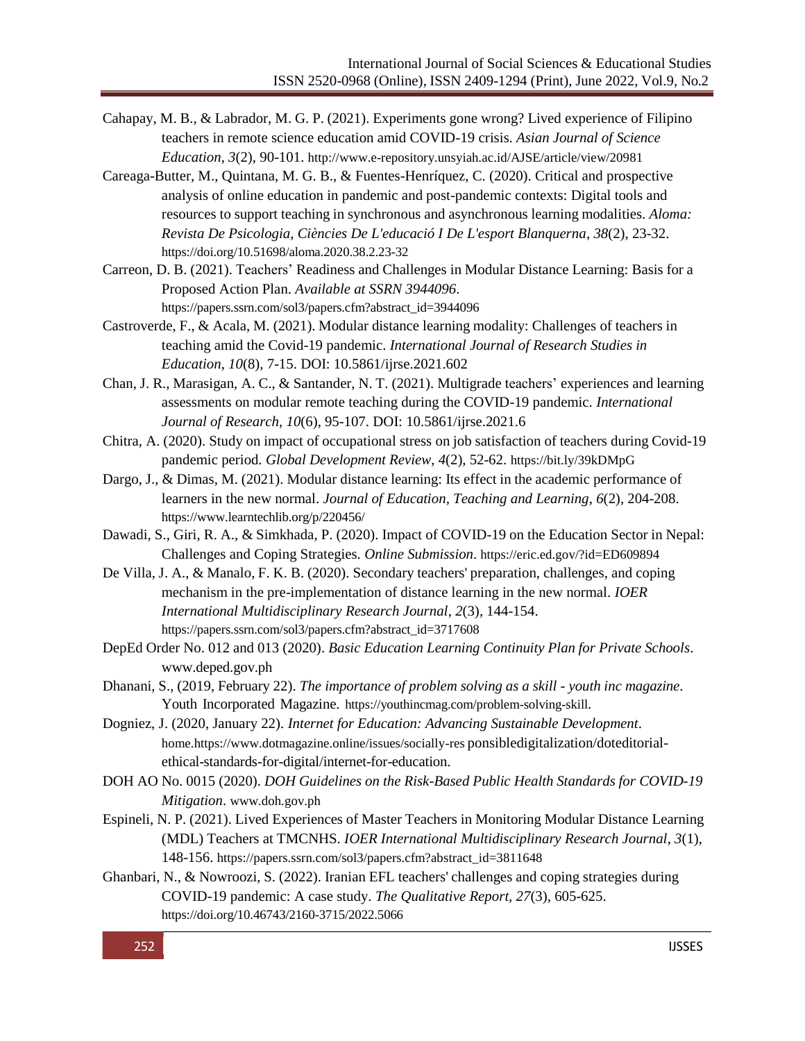Cahapay, M. B., & Labrador, M. G. P. (2021). Experiments gone wrong? Lived experience of Filipino teachers in remote science education amid COVID-19 crisis. *Asian Journal of Science Education*, *3*(2), 90-101. http://www.e-repository.unsyiah.ac.id/AJSE/article/view/20981

Careaga-Butter, M., Quintana, M. G. B., & Fuentes-Henríquez, C. (2020). Critical and prospective analysis of online education in pandemic and post-pandemic contexts: Digital tools and resources to support teaching in synchronous and asynchronous learning modalities. *Aloma: Revista De Psicologia, Ciències De L'educació I De L'esport Blanquerna*, *38*(2), 23-32. https://doi.org/10.51698/aloma.2020.38.2.23-32

Carreon, D. B. (2021). Teachers' Readiness and Challenges in Modular Distance Learning: Basis for a Proposed Action Plan. *Available at SSRN 3944096*. https://papers.ssrn.com/sol3/papers.cfm?abstract_id=3944096

Castroverde, F., & Acala, M. (2021). Modular distance learning modality: Challenges of teachers in teaching amid the Covid-19 pandemic. *International Journal of Research Studies in Education*, *10*(8), 7-15. DOI: 10.5861/ijrse.2021.602

Chan, J. R., Marasigan, A. C., & Santander, N. T. (2021). Multigrade teachers' experiences and learning assessments on modular remote teaching during the COVID-19 pandemic. *International Journal of Research*, *10*(6), 95-107. DOI: 10.5861/ijrse.2021.6

Chitra, A. (2020). Study on impact of occupational stress on job satisfaction of teachers during Covid-19 pandemic period. *Global Development Review*, *4*(2), 52-62. https://bit.ly/39kDMpG

Dargo, J., & Dimas, M. (2021). Modular distance learning: Its effect in the academic performance of learners in the new normal. *Journal of Education, Teaching and Learning*, *6*(2), 204-208. https://www.learntechlib.org/p/220456/

Dawadi, S., Giri, R. A., & Simkhada, P. (2020). Impact of COVID-19 on the Education Sector in Nepal: Challenges and Coping Strategies. *Online Submission*. https://eric.ed.gov/?id=ED609894

De Villa, J. A., & Manalo, F. K. B. (2020). Secondary teachers' preparation, challenges, and coping mechanism in the pre-implementation of distance learning in the new normal. *IOER International Multidisciplinary Research Journal*, *2*(3), 144-154. https://papers.ssrn.com/sol3/papers.cfm?abstract_id=3717608

DepEd Order No. 012 and 013 (2020). *Basic Education Learning Continuity Plan for Private Schools*. www.deped.gov.ph

Dhanani, S., (2019, February 22). *The importance of problem solving as a skill - youth inc magazine*. Youth Incorporated Magazine. https://youthincmag.com/problem-solving-skill.

Dogniez, J. (2020, January 22). *Internet for Education: Advancing Sustainable Development*. home.https://www.dotmagazine.online/issues/socially-res ponsibledigitalization/doteditorial-ethical-standards-for-digital/internet-for-education.

DOH AO No. 0015 (2020). *DOH Guidelines on the Risk-Based Public Health Standards for COVID-19 Mitigation*. www.doh.gov.ph

Espineli, N. P. (2021). Lived Experiences of Master Teachers in Monitoring Modular Distance Learning (MDL) Teachers at TMCNHS. *IOER International Multidisciplinary Research Journal*, *3*(1), 148-156. https://papers.ssrn.com/sol3/papers.cfm?abstract_id=3811648

Ghanbari, N., & Nowroozi, S. (2022). Iranian EFL teachers' challenges and coping strategies during COVID-19 pandemic: A case study. *The Qualitative Report, 27*(3), 605-625. https://doi.org/10.46743/2160-3715/2022.5066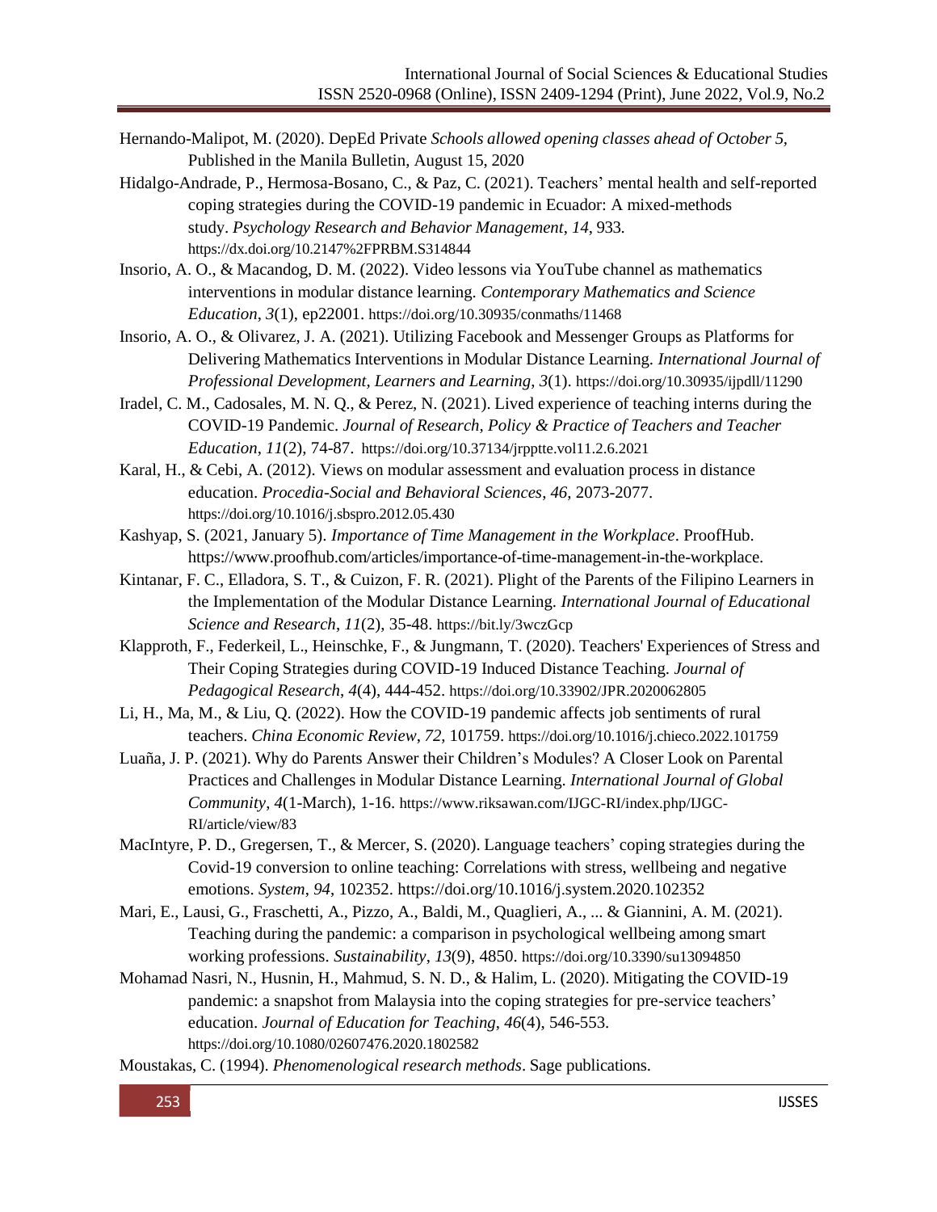Hernando-Malipot, M. (2020). DepEd Private *Schools allowed opening classes ahead of October 5,* Published in the Manila Bulletin, August 15, 2020

Hidalgo-Andrade, P., Hermosa-Bosano, C., & Paz, C. (2021). Teachers' mental health and self-reported coping strategies during the COVID-19 pandemic in Ecuador: A mixed-methods study. *Psychology Research and Behavior Management*, *14*, 933. https://dx.doi.org/10.2147%2FPRBM.S314844

Insorio, A. O., & Macandog, D. M. (2022). Video lessons via YouTube channel as mathematics interventions in modular distance learning. *Contemporary Mathematics and Science Education*, *3*(1), ep22001. https://doi.org/10.30935/conmaths/11468

Insorio, A. O., & Olivarez, J. A. (2021). Utilizing Facebook and Messenger Groups as Platforms for Delivering Mathematics Interventions in Modular Distance Learning. *International Journal of Professional Development, Learners and Learning, 3*(1). https://doi.org/10.30935/ijpdll/11290

Iradel, C. M., Cadosales, M. N. Q., & Perez, N. (2021). Lived experience of teaching interns during the COVID-19 Pandemic. *Journal of Research, Policy & Practice of Teachers and Teacher Education*, *11*(2), 74-87. https://doi.org/10.37134/jrpptte.vol11.2.6.2021

Karal, H., & Cebi, A. (2012). Views on modular assessment and evaluation process in distance education. *Procedia-Social and Behavioral Sciences*, *46*, 2073-2077. https://doi.org/10.1016/j.sbspro.2012.05.430

Kashyap, S. (2021, January 5). *Importance of Time Management in the Workplace*. ProofHub. https://www.proofhub.com/articles/importance-of-time-management-in-the-workplace.

Kintanar, F. C., Elladora, S. T., & Cuizon, F. R. (2021). Plight of the Parents of the Filipino Learners in the Implementation of the Modular Distance Learning. *International Journal of Educational Science and Research*, *11*(2), 35-48. https://bit.ly/3wczGcp

Klapproth, F., Federkeil, L., Heinschke, F., & Jungmann, T. (2020). Teachers' Experiences of Stress and Their Coping Strategies during COVID-19 Induced Distance Teaching. *Journal of Pedagogical Research*, *4*(4), 444-452. https://doi.org/10.33902/JPR.2020062805

Li, H., Ma, M., & Liu, Q. (2022). How the COVID-19 pandemic affects job sentiments of rural teachers. *China Economic Review*, *72*, 101759. https://doi.org/10.1016/j.chieco.2022.101759

Luaña, J. P. (2021). Why do Parents Answer their Children's Modules? A Closer Look on Parental Practices and Challenges in Modular Distance Learning. *International Journal of Global Community*, *4*(1-March), 1-16. https://www.riksawan.com/IJGC-RI/index.php/IJGC-RI/article/view/83

MacIntyre, P. D., Gregersen, T., & Mercer, S. (2020). Language teachers' coping strategies during the Covid-19 conversion to online teaching: Correlations with stress, wellbeing and negative emotions. *System*, *94*, 102352. https://doi.org/10.1016/j.system.2020.102352

Mari, E., Lausi, G., Fraschetti, A., Pizzo, A., Baldi, M., Quaglieri, A., ... & Giannini, A. M. (2021). Teaching during the pandemic: a comparison in psychological wellbeing among smart working professions. *Sustainability*, *13*(9), 4850. https://doi.org/10.3390/su13094850

Mohamad Nasri, N., Husnin, H., Mahmud, S. N. D., & Halim, L. (2020). Mitigating the COVID-19 pandemic: a snapshot from Malaysia into the coping strategies for pre-service teachers' education. *Journal of Education for Teaching*, *46*(4), 546-553. https://doi.org/10.1080/02607476.2020.1802582

Moustakas, C. (1994). *Phenomenological research methods*. Sage publications.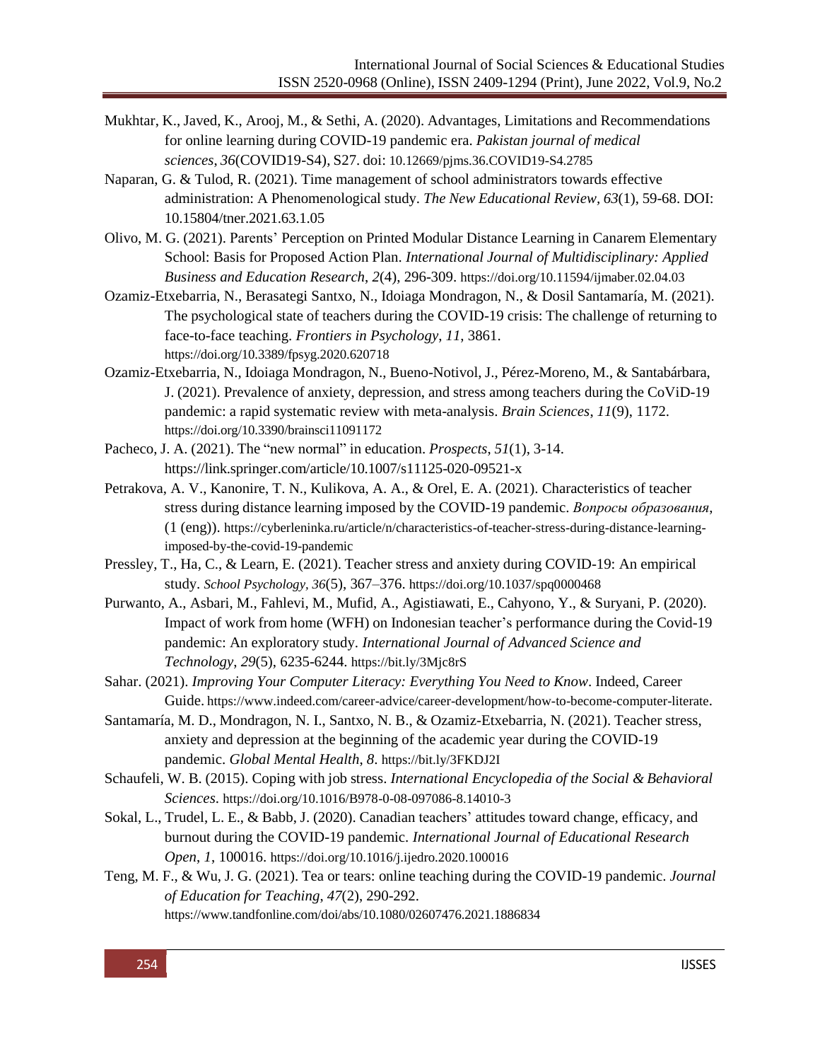Mukhtar, K., Javed, K., Arooj, M., & Sethi, A. (2020). Advantages, Limitations and Recommendations for online learning during COVID-19 pandemic era. *Pakistan journal of medical sciences*, *36*(COVID19-S4), S27. doi: 10.12669/pjms.36.COVID19-S4.2785

Naparan, G. & Tulod, R. (2021). Time management of school administrators towards effective administration: A Phenomenological study. *The New Educational Review*, *63*(1), 59-68. DOI: 10.15804/tner.2021.63.1.05

Olivo, M. G. (2021). Parents' Perception on Printed Modular Distance Learning in Canarem Elementary School: Basis for Proposed Action Plan. *International Journal of Multidisciplinary: Applied Business and Education Research*, *2*(4), 296-309. https://doi.org/10.11594/ijmaber.02.04.03

Ozamiz-Etxebarria, N., Berasategi Santxo, N., Idoiaga Mondragon, N., & Dosil Santamaría, M. (2021). The psychological state of teachers during the COVID-19 crisis: The challenge of returning to face-to-face teaching. *Frontiers in Psychology*, *11*, 3861. https://doi.org/10.3389/fpsyg.2020.620718

Ozamiz-Etxebarria, N., Idoiaga Mondragon, N., Bueno-Notivol, J., Pérez-Moreno, M., & Santabárbara, J. (2021). Prevalence of anxiety, depression, and stress among teachers during the CoViD-19 pandemic: a rapid systematic review with meta-analysis. *Brain Sciences*, *11*(9), 1172. https://doi.org/10.3390/brainsci11091172

Pacheco, J. A. (2021). The "new normal" in education. *Prospects*, *51*(1), 3-14. https://link.springer.com/article/10.1007/s11125-020-09521-x

Petrakova, A. V., Kanonire, T. N., Kulikova, A. A., & Orel, E. A. (2021). Characteristics of teacher stress during distance learning imposed by the COVID-19 pandemic. *Вопросы образования*, (1 (eng)). https://cyberleninka.ru/article/n/characteristics-of-teacher-stress-during-distance-learning-imposed-by-the-covid-19-pandemic

Pressley, T., Ha, C., & Learn, E. (2021). Teacher stress and anxiety during COVID-19: An empirical study. *School Psychology, 36*(5), 367–376. https://doi.org/10.1037/spq0000468

Purwanto, A., Asbari, M., Fahlevi, M., Mufid, A., Agistiawati, E., Cahyono, Y., & Suryani, P. (2020). Impact of work from home (WFH) on Indonesian teacher's performance during the Covid-19 pandemic: An exploratory study. *International Journal of Advanced Science and Technology*, *29*(5), 6235-6244. https://bit.ly/3Mjc8rS

Sahar. (2021). *Improving Your Computer Literacy: Everything You Need to Know*. Indeed, Career Guide. https://www.indeed.com/career-advice/career-development/how-to-become-computer-literate.

Santamaría, M. D., Mondragon, N. I., Santxo, N. B., & Ozamiz-Etxebarria, N. (2021). Teacher stress, anxiety and depression at the beginning of the academic year during the COVID-19 pandemic. *Global Mental Health*, *8*. https://bit.ly/3FKDJ2I

Schaufeli, W. B. (2015). Coping with job stress. *International Encyclopedia of the Social & Behavioral Sciences*. https://doi.org/10.1016/B978-0-08-097086-8.14010-3

Sokal, L., Trudel, L. E., & Babb, J. (2020). Canadian teachers' attitudes toward change, efficacy, and burnout during the COVID-19 pandemic. *International Journal of Educational Research Open*, *1*, 100016. https://doi.org/10.1016/j.ijedro.2020.100016

Teng, M. F., & Wu, J. G. (2021). Tea or tears: online teaching during the COVID-19 pandemic. *Journal of Education for Teaching*, *47*(2), 290-292. https://www.tandfonline.com/doi/abs/10.1080/02607476.2021.1886834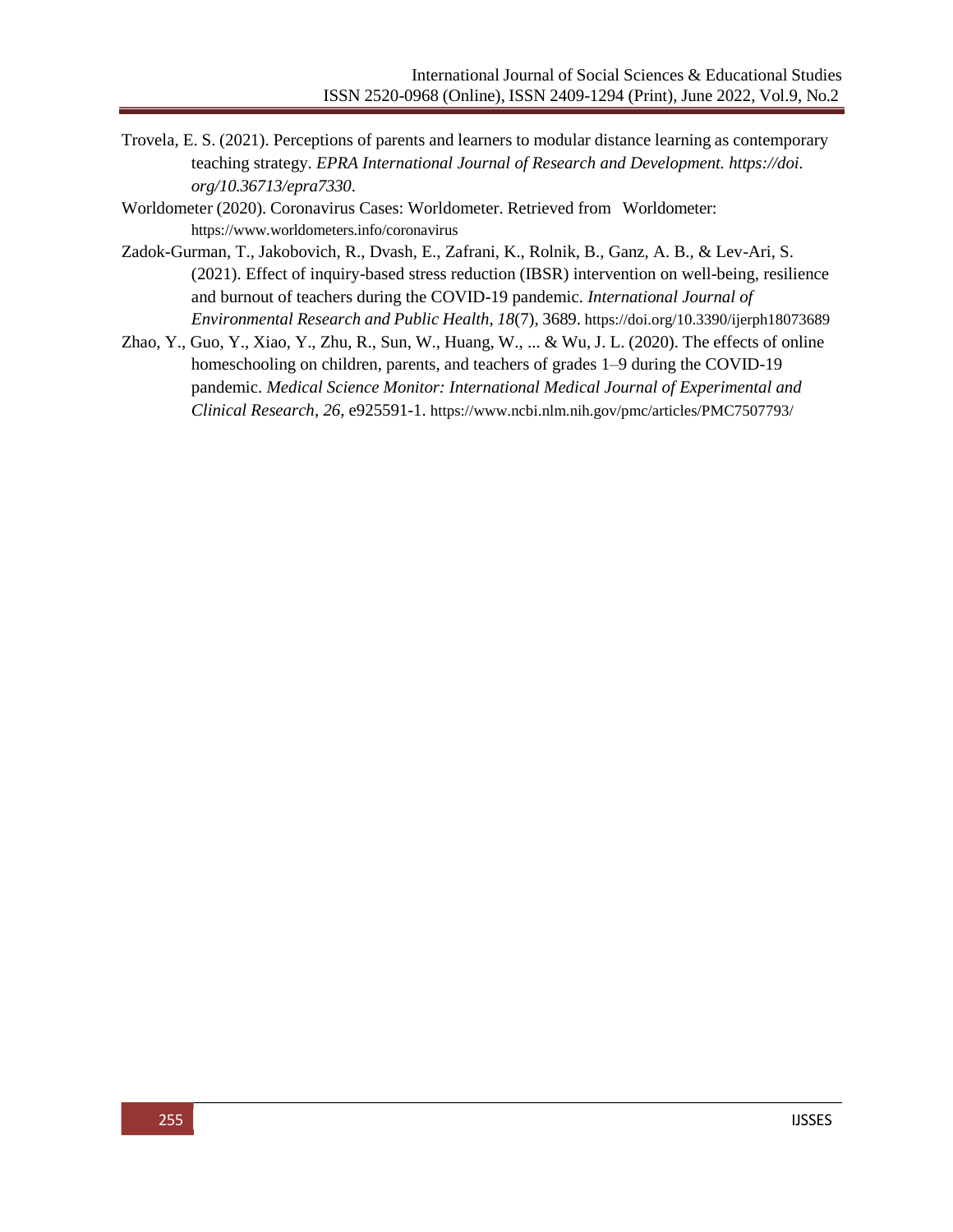Trovela, E. S. (2021). Perceptions of parents and learners to modular distance learning as contemporary teaching strategy. *EPRA International Journal of Research and Development. https://doi. org/10.36713/epra7330*.

Worldometer (2020). Coronavirus Cases: Worldometer. Retrieved from Worldometer: https://www.worldometers.info/coronavirus

Zadok-Gurman, T., Jakobovich, R., Dvash, E., Zafrani, K., Rolnik, B., Ganz, A. B., & Lev-Ari, S. (2021). Effect of inquiry-based stress reduction (IBSR) intervention on well-being, resilience and burnout of teachers during the COVID-19 pandemic. *International Journal of Environmental Research and Public Health*, *18*(7), 3689. https://doi.org/10.3390/ijerph18073689

Zhao, Y., Guo, Y., Xiao, Y., Zhu, R., Sun, W., Huang, W., ... & Wu, J. L. (2020). The effects of online homeschooling on children, parents, and teachers of grades 1–9 during the COVID-19 pandemic. *Medical Science Monitor: International Medical Journal of Experimental and Clinical Research*, *26*, e925591-1. https://www.ncbi.nlm.nih.gov/pmc/articles/PMC7507793/